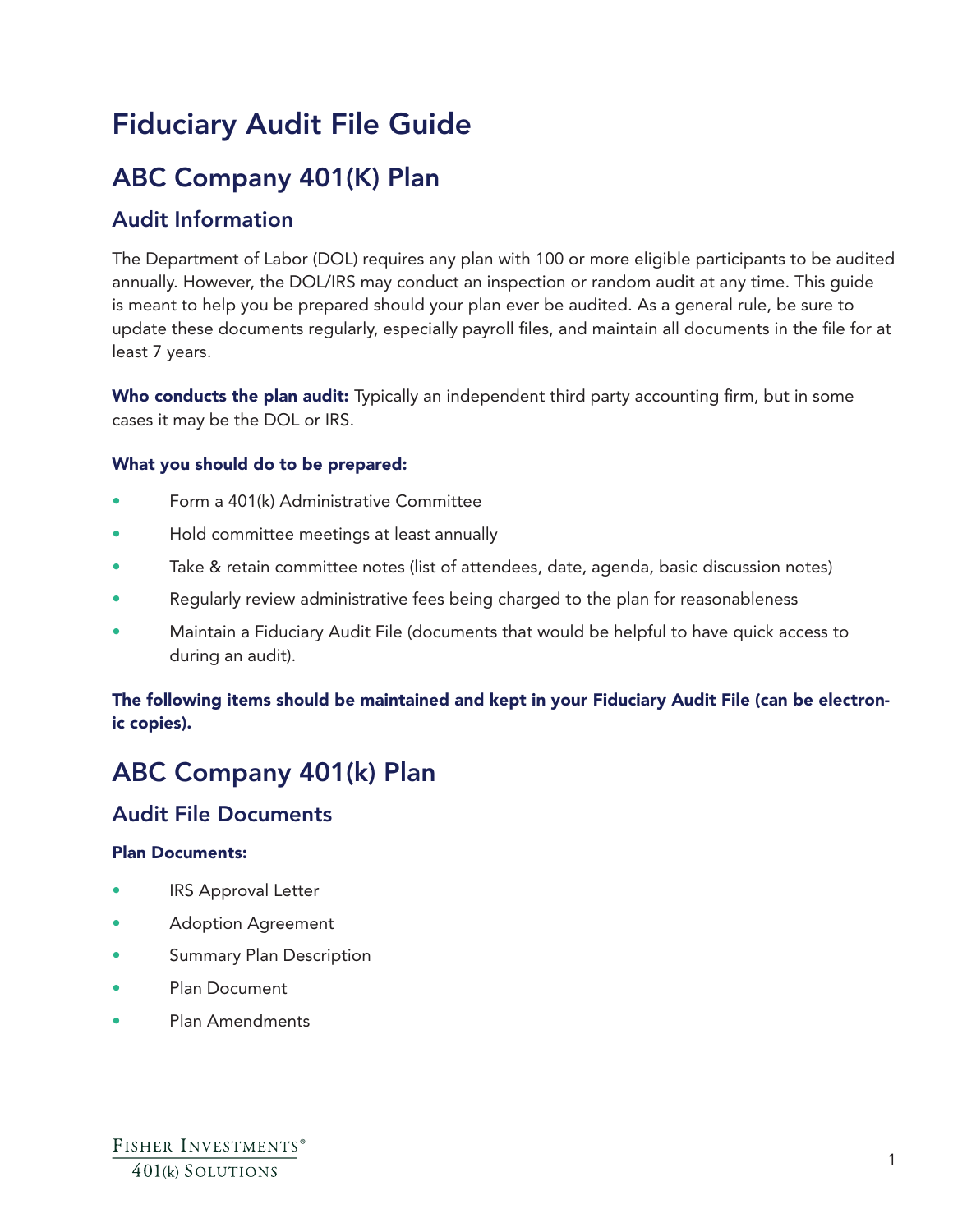# Fiduciary Audit File Guide

## ABC Company 401(K) Plan

### Audit Information

The Department of Labor (DOL) requires any plan with 100 or more eligible participants to be audited annually. However, the DOL/IRS may conduct an inspection or random audit at any time. This guide is meant to help you be prepared should your plan ever be audited. As a general rule, be sure to update these documents regularly, especially payroll files, and maintain all documents in the file for at least 7 years.

**Who conducts the plan audit:** Typically an independent third party accounting firm, but in some cases it may be the DOL or IRS.

**What you should do to be prepared:**

- Form a 401(k) Administrative Committee
- Hold committee meetings at least annually
- Take & retain committee notes (list of attendees, date, agenda, basic discussion notes)
- Regularly review administrative fees being charged to the plan for reasonableness
- Maintain a Fiduciary Audit File (documents that would be helpful to have quick access to during an audit).

**The following items should be maintained and kept in your Fiduciary Audit File (can be electronic copies).**

## ABC Company 401(k) Plan

### Audit File Documents

**Plan Documents:**

- IRS Approval Letter
- Adoption Agreement
- Summary Plan Description
- Plan Document
- Plan Amendments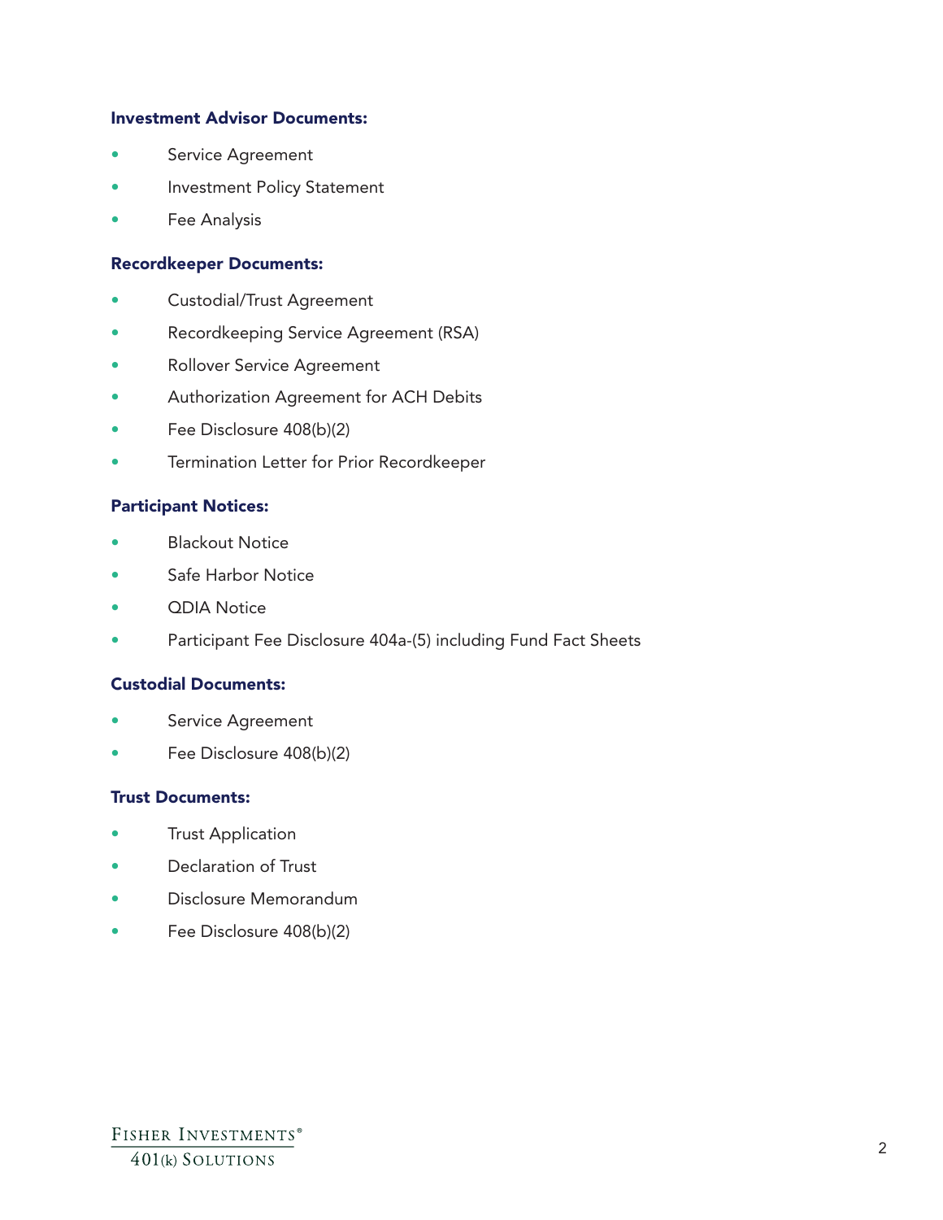**Investment Advisor Documents:**

- Service Agreement
- Investment Policy Statement
- Fee Analysis

**Recordkeeper Documents:**

- Custodial/Trust Agreement
- Recordkeeping Service Agreement (RSA)
- Rollover Service Agreement
- Authorization Agreement for ACH Debits
- Fee Disclosure 408(b)(2)
- Termination Letter for Prior Recordkeeper

**Participant Notices:**

- Blackout Notice
- Safe Harbor Notice
- QDIA Notice
- Participant Fee Disclosure 404a-(5) including Fund Fact Sheets

**Custodial Documents:**

- Service Agreement
- Fee Disclosure 408(b)(2)

**Trust Documents:**

- Trust Application
- Declaration of Trust
- Disclosure Memorandum
- Fee Disclosure 408(b)(2)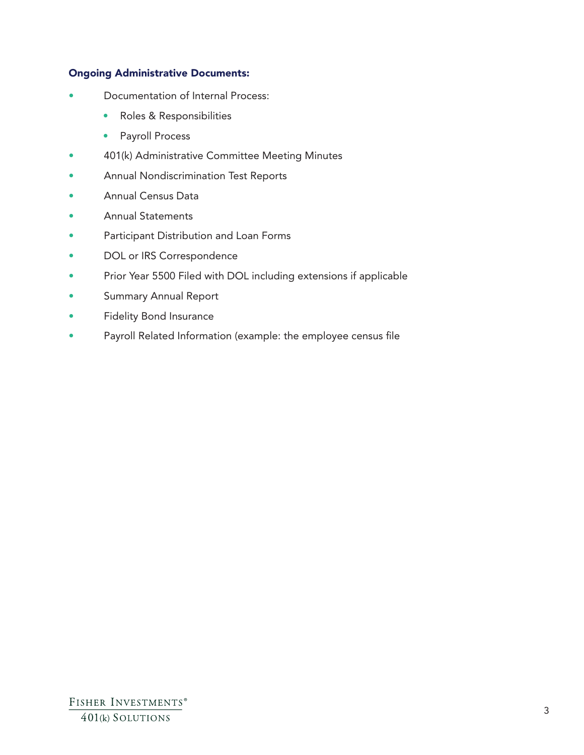**Ongoing Administrative Documents:**

- Documentation of Internal Process:
  - Roles & Responsibilities
  - Payroll Process
- 401(k) Administrative Committee Meeting Minutes
- Annual Nondiscrimination Test Reports
- Annual Census Data
- Annual Statements
- Participant Distribution and Loan Forms
- DOL or IRS Correspondence
- Prior Year 5500 Filed with DOL including extensions if applicable
- Summary Annual Report
- Fidelity Bond Insurance
- Payroll Related Information (example: the employee census file